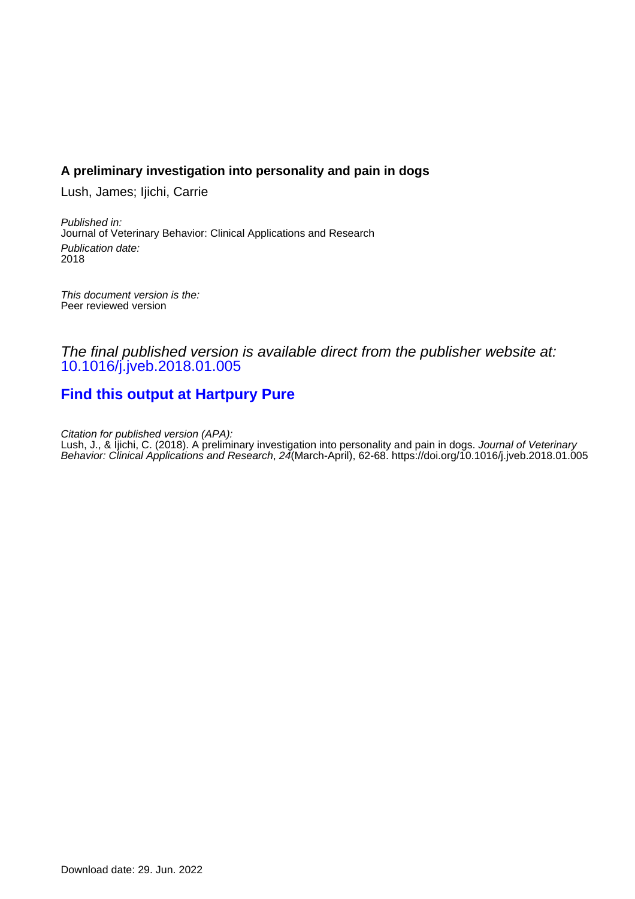**A preliminary investigation into personality and pain in dogs**

Lush, James; Ijichi, Carrie

*Published in:*
Journal of Veterinary Behavior: Clinical Applications and Research

*Publication date:*
2018

*This document version is the:*
Peer reviewed version

*The final published version is available direct from the publisher website at:*
10.1016/j.jveb.2018.01.005

**Find this output at Hartpury Pure**

*Citation for published version (APA):*
Lush, J., & Ijichi, C. (2018). A preliminary investigation into personality and pain in dogs. *Journal of Veterinary Behavior: Clinical Applications and Research*, *24*(March-April), 62-68. https://doi.org/10.1016/j.jveb.2018.01.005

Download date: 29. Jun. 2022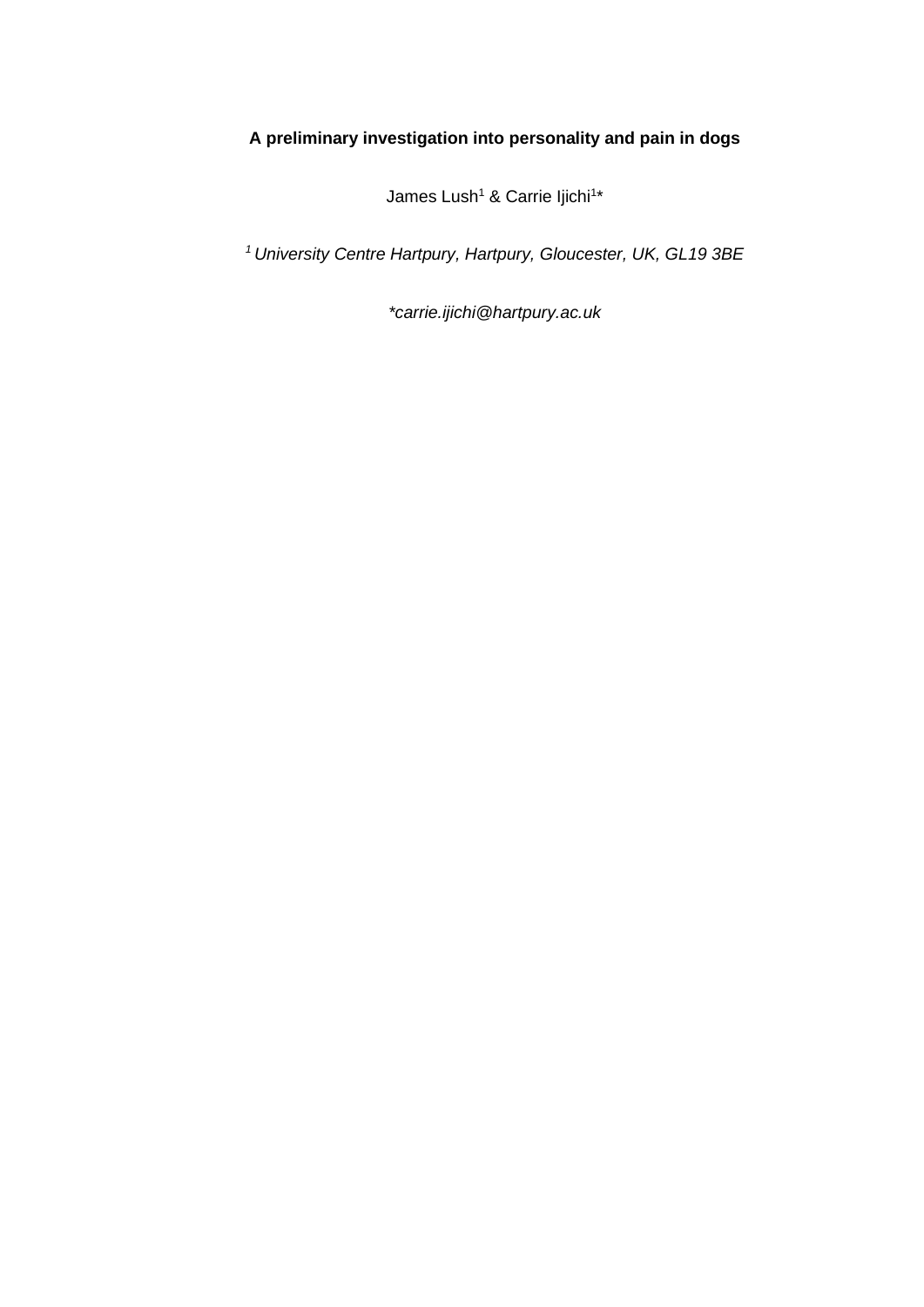**A preliminary investigation into personality and pain in dogs**

James Lush[1] & Carrie Ijichi[1]*

*[1] University Centre Hartpury, Hartpury, Gloucester, UK, GL19 3BE*

**carrie.ijichi@hartpury.ac.uk*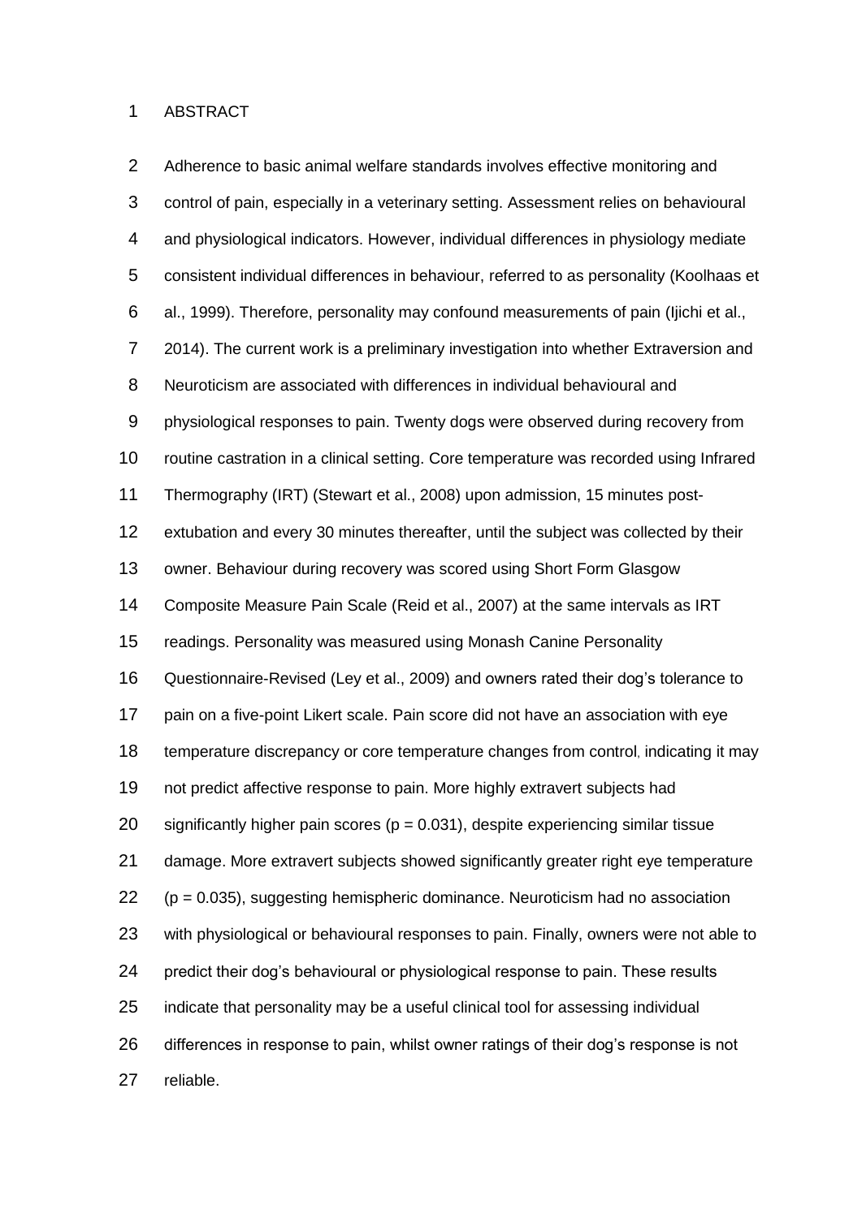# ABSTRACT

Adherence to basic animal welfare standards involves effective monitoring and control of pain, especially in a veterinary setting. Assessment relies on behavioural and physiological indicators. However, individual differences in physiology mediate consistent individual differences in behaviour, referred to as personality (Koolhaas et al., 1999). Therefore, personality may confound measurements of pain (Ijichi et al., 2014). The current work is a preliminary investigation into whether Extraversion and Neuroticism are associated with differences in individual behavioural and physiological responses to pain. Twenty dogs were observed during recovery from routine castration in a clinical setting. Core temperature was recorded using Infrared Thermography (IRT) (Stewart et al., 2008) upon admission, 15 minutes post-extubation and every 30 minutes thereafter, until the subject was collected by their owner. Behaviour during recovery was scored using Short Form Glasgow Composite Measure Pain Scale (Reid et al., 2007) at the same intervals as IRT readings. Personality was measured using Monash Canine Personality Questionnaire-Revised (Ley et al., 2009) and owners rated their dog's tolerance to pain on a five-point Likert scale. Pain score did not have an association with eye temperature discrepancy or core temperature changes from control, indicating it may not predict affective response to pain. More highly extravert subjects had significantly higher pain scores ($p = 0.031$), despite experiencing similar tissue damage. More extravert subjects showed significantly greater right eye temperature ($p = 0.035$), suggesting hemispheric dominance. Neuroticism had no association with physiological or behavioural responses to pain. Finally, owners were not able to predict their dog's behavioural or physiological response to pain. These results indicate that personality may be a useful clinical tool for assessing individual differences in response to pain, whilst owner ratings of their dog's response is not reliable.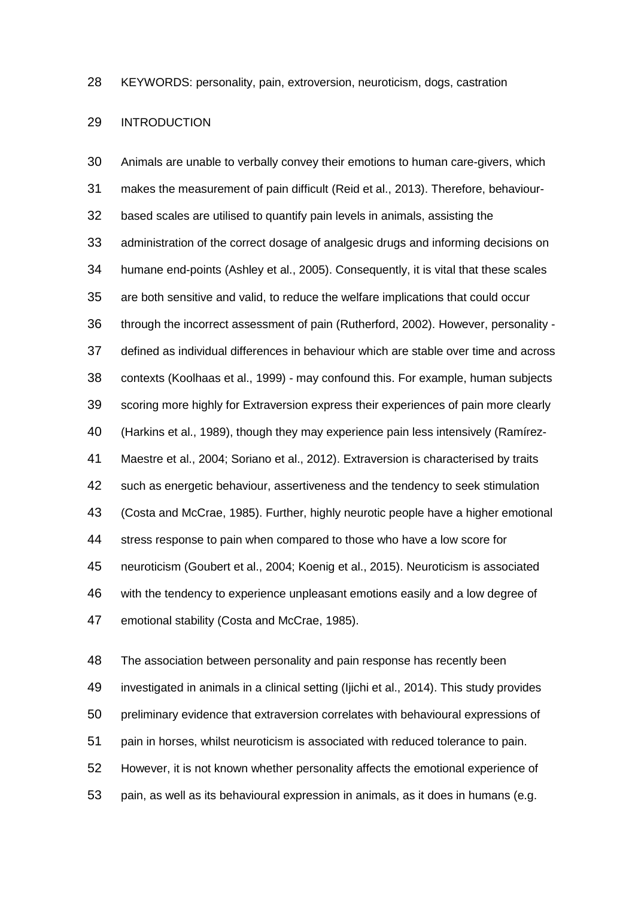KEYWORDS: personality, pain, extroversion, neuroticism, dogs, castration

## INTRODUCTION

Animals are unable to verbally convey their emotions to human care-givers, which makes the measurement of pain difficult (Reid et al., 2013). Therefore, behaviour-based scales are utilised to quantify pain levels in animals, assisting the administration of the correct dosage of analgesic drugs and informing decisions on humane end-points (Ashley et al., 2005). Consequently, it is vital that these scales are both sensitive and valid, to reduce the welfare implications that could occur through the incorrect assessment of pain (Rutherford, 2002). However, personality - defined as individual differences in behaviour which are stable over time and across contexts (Koolhaas et al., 1999) - may confound this. For example, human subjects scoring more highly for Extraversion express their experiences of pain more clearly (Harkins et al., 1989), though they may experience pain less intensively (Ramírez-Maestre et al., 2004; Soriano et al., 2012). Extraversion is characterised by traits such as energetic behaviour, assertiveness and the tendency to seek stimulation (Costa and McCrae, 1985). Further, highly neurotic people have a higher emotional stress response to pain when compared to those who have a low score for neuroticism (Goubert et al., 2004; Koenig et al., 2015). Neuroticism is associated with the tendency to experience unpleasant emotions easily and a low degree of emotional stability (Costa and McCrae, 1985).

The association between personality and pain response has recently been investigated in animals in a clinical setting (Ijichi et al., 2014). This study provides preliminary evidence that extraversion correlates with behavioural expressions of pain in horses, whilst neuroticism is associated with reduced tolerance to pain. However, it is not known whether personality affects the emotional experience of pain, as well as its behavioural expression in animals, as it does in humans (e.g.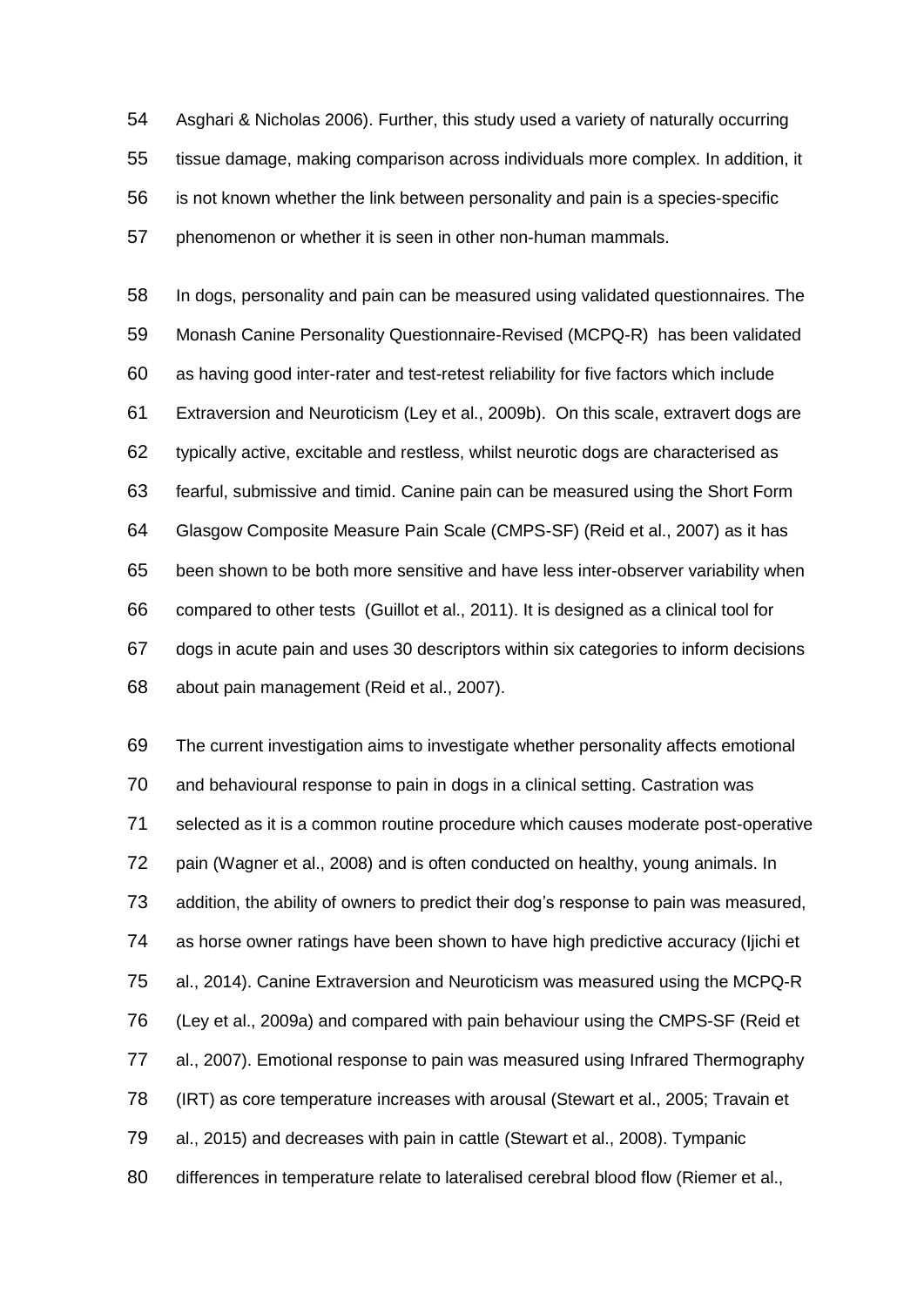Asghari & Nicholas 2006). Further, this study used a variety of naturally occurring tissue damage, making comparison across individuals more complex. In addition, it is not known whether the link between personality and pain is a species-specific phenomenon or whether it is seen in other non-human mammals.

In dogs, personality and pain can be measured using validated questionnaires. The Monash Canine Personality Questionnaire-Revised (MCPQ-R) has been validated as having good inter-rater and test-retest reliability for five factors which include Extraversion and Neuroticism (Ley et al., 2009b). On this scale, extravert dogs are typically active, excitable and restless, whilst neurotic dogs are characterised as fearful, submissive and timid. Canine pain can be measured using the Short Form Glasgow Composite Measure Pain Scale (CMPS-SF) (Reid et al., 2007) as it has been shown to be both more sensitive and have less inter-observer variability when compared to other tests (Guillot et al., 2011). It is designed as a clinical tool for dogs in acute pain and uses 30 descriptors within six categories to inform decisions about pain management (Reid et al., 2007).

The current investigation aims to investigate whether personality affects emotional and behavioural response to pain in dogs in a clinical setting. Castration was selected as it is a common routine procedure which causes moderate post-operative pain (Wagner et al., 2008) and is often conducted on healthy, young animals. In addition, the ability of owners to predict their dog's response to pain was measured, as horse owner ratings have been shown to have high predictive accuracy (Ijichi et al., 2014). Canine Extraversion and Neuroticism was measured using the MCPQ-R (Ley et al., 2009a) and compared with pain behaviour using the CMPS-SF (Reid et al., 2007). Emotional response to pain was measured using Infrared Thermography (IRT) as core temperature increases with arousal (Stewart et al., 2005; Travain et al., 2015) and decreases with pain in cattle (Stewart et al., 2008). Tympanic differences in temperature relate to lateralised cerebral blood flow (Riemer et al.,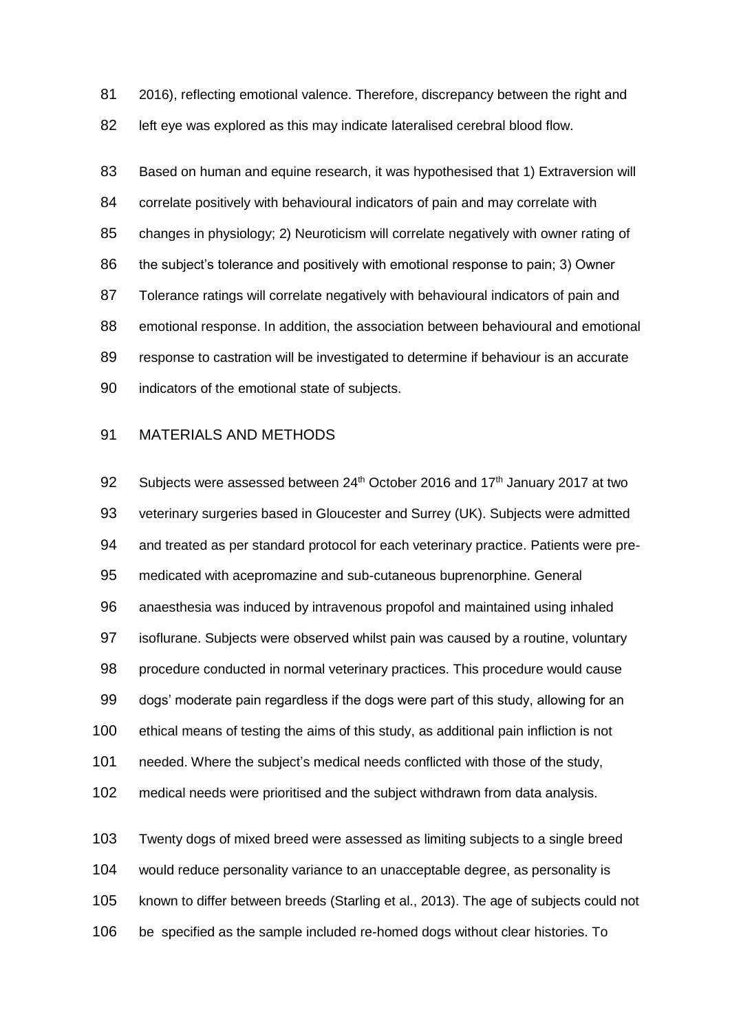2016), reflecting emotional valence. Therefore, discrepancy between the right and left eye was explored as this may indicate lateralised cerebral blood flow.

Based on human and equine research, it was hypothesised that 1) Extraversion will correlate positively with behavioural indicators of pain and may correlate with changes in physiology; 2) Neuroticism will correlate negatively with owner rating of the subject's tolerance and positively with emotional response to pain; 3) Owner Tolerance ratings will correlate negatively with behavioural indicators of pain and emotional response. In addition, the association between behavioural and emotional response to castration will be investigated to determine if behaviour is an accurate indicators of the emotional state of subjects.

## MATERIALS AND METHODS

Subjects were assessed between 24th October 2016 and 17th January 2017 at two veterinary surgeries based in Gloucester and Surrey (UK). Subjects were admitted and treated as per standard protocol for each veterinary practice. Patients were pre-medicated with acepromazine and sub-cutaneous buprenorphine. General anaesthesia was induced by intravenous propofol and maintained using inhaled isoflurane. Subjects were observed whilst pain was caused by a routine, voluntary procedure conducted in normal veterinary practices. This procedure would cause dogs' moderate pain regardless if the dogs were part of this study, allowing for an ethical means of testing the aims of this study, as additional pain infliction is not needed. Where the subject's medical needs conflicted with those of the study, medical needs were prioritised and the subject withdrawn from data analysis.

Twenty dogs of mixed breed were assessed as limiting subjects to a single breed would reduce personality variance to an unacceptable degree, as personality is known to differ between breeds (Starling et al., 2013). The age of subjects could not be specified as the sample included re-homed dogs without clear histories. To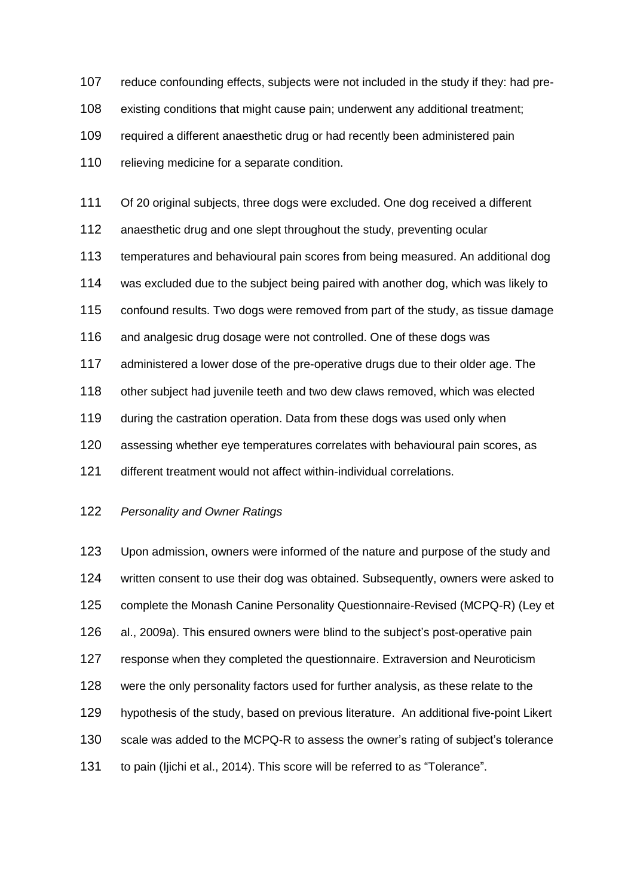reduce confounding effects, subjects were not included in the study if they: had pre-existing conditions that might cause pain; underwent any additional treatment; required a different anaesthetic drug or had recently been administered pain relieving medicine for a separate condition.

Of 20 original subjects, three dogs were excluded. One dog received a different anaesthetic drug and one slept throughout the study, preventing ocular temperatures and behavioural pain scores from being measured. An additional dog was excluded due to the subject being paired with another dog, which was likely to confound results. Two dogs were removed from part of the study, as tissue damage and analgesic drug dosage were not controlled. One of these dogs was administered a lower dose of the pre-operative drugs due to their older age. The other subject had juvenile teeth and two dew claws removed, which was elected during the castration operation. Data from these dogs was used only when assessing whether eye temperatures correlates with behavioural pain scores, as different treatment would not affect within-individual correlations.

*Personality and Owner Ratings*

Upon admission, owners were informed of the nature and purpose of the study and written consent to use their dog was obtained. Subsequently, owners were asked to complete the Monash Canine Personality Questionnaire-Revised (MCPQ-R) (Ley et al., 2009a). This ensured owners were blind to the subject's post-operative pain response when they completed the questionnaire. Extraversion and Neuroticism were the only personality factors used for further analysis, as these relate to the hypothesis of the study, based on previous literature. An additional five-point Likert scale was added to the MCPQ-R to assess the owner's rating of subject's tolerance to pain (Ijichi et al., 2014). This score will be referred to as "Tolerance".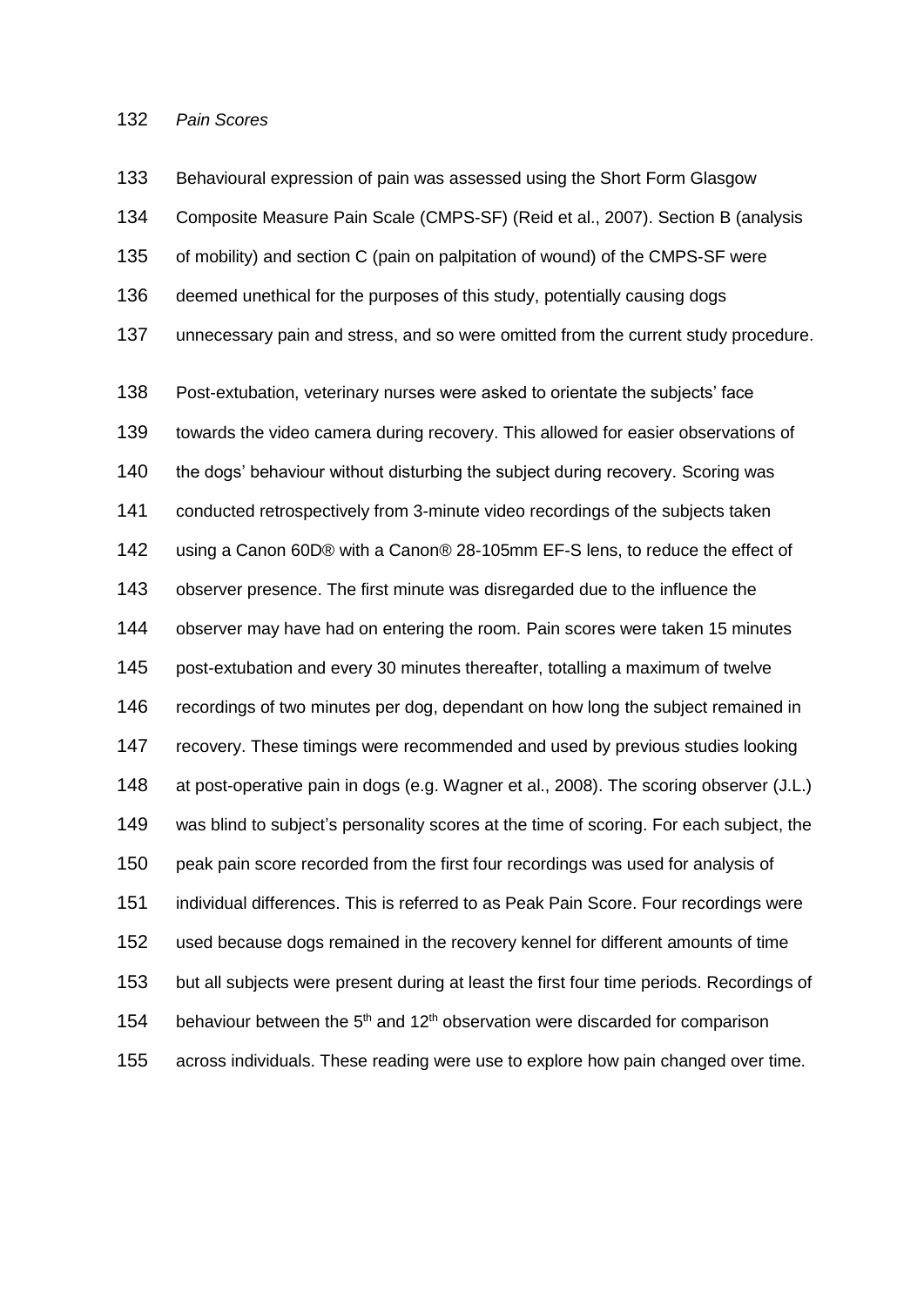*Pain Scores*

Behavioural expression of pain was assessed using the Short Form Glasgow Composite Measure Pain Scale (CMPS-SF) (Reid et al., 2007). Section B (analysis of mobility) and section C (pain on palpitation of wound) of the CMPS-SF were deemed unethical for the purposes of this study, potentially causing dogs unnecessary pain and stress, and so were omitted from the current study procedure.

Post-extubation, veterinary nurses were asked to orientate the subjects' face towards the video camera during recovery. This allowed for easier observations of the dogs' behaviour without disturbing the subject during recovery. Scoring was conducted retrospectively from 3-minute video recordings of the subjects taken using a Canon 60D® with a Canon® 28-105mm EF-S lens, to reduce the effect of observer presence. The first minute was disregarded due to the influence the observer may have had on entering the room. Pain scores were taken 15 minutes post-extubation and every 30 minutes thereafter, totalling a maximum of twelve recordings of two minutes per dog, dependant on how long the subject remained in recovery. These timings were recommended and used by previous studies looking at post-operative pain in dogs (e.g. Wagner et al., 2008). The scoring observer (J.L.) was blind to subject's personality scores at the time of scoring. For each subject, the peak pain score recorded from the first four recordings was used for analysis of individual differences. This is referred to as Peak Pain Score. Four recordings were used because dogs remained in the recovery kennel for different amounts of time but all subjects were present during at least the first four time periods. Recordings of behaviour between the 5th and 12th observation were discarded for comparison across individuals. These reading were use to explore how pain changed over time.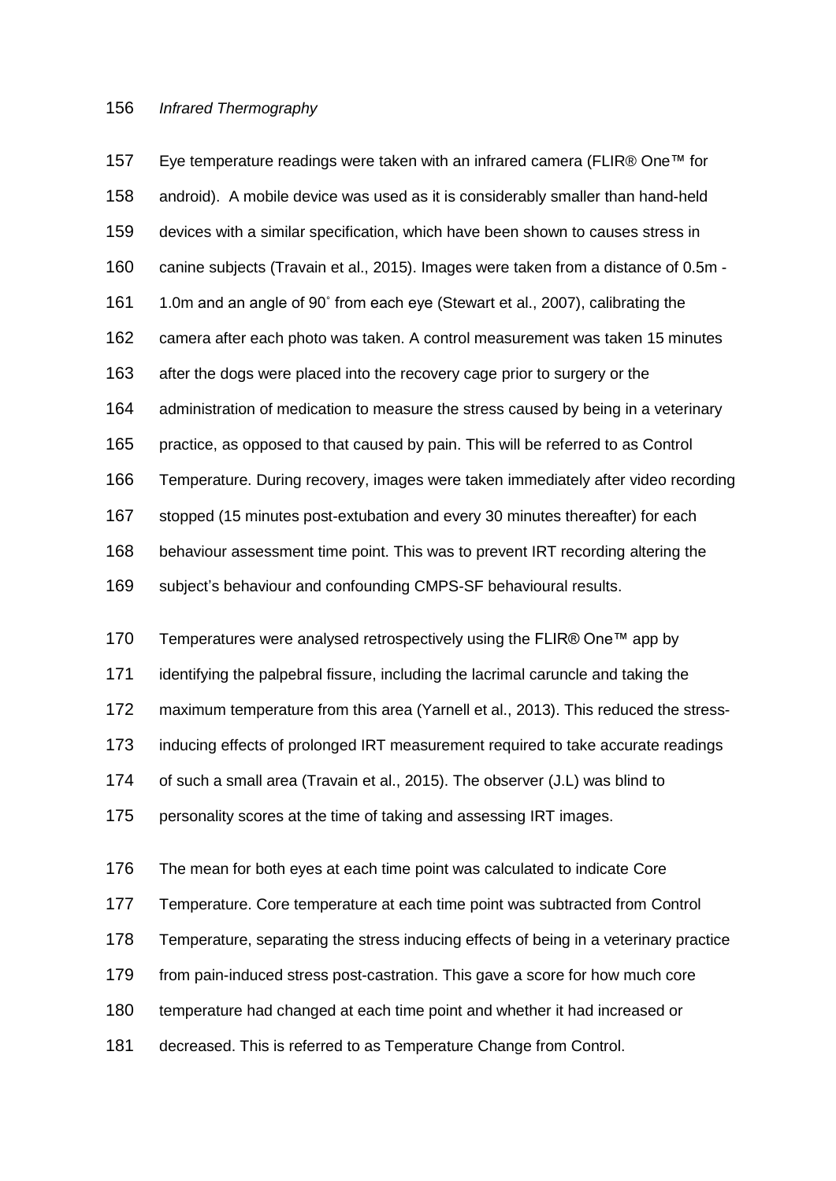*Infrared Thermography*

Eye temperature readings were taken with an infrared camera (FLIR® One™ for android). A mobile device was used as it is considerably smaller than hand-held devices with a similar specification, which have been shown to causes stress in canine subjects (Travain et al., 2015). Images were taken from a distance of 0.5m - 1.0m and an angle of 90˚ from each eye (Stewart et al., 2007), calibrating the camera after each photo was taken. A control measurement was taken 15 minutes after the dogs were placed into the recovery cage prior to surgery or the administration of medication to measure the stress caused by being in a veterinary practice, as opposed to that caused by pain. This will be referred to as Control Temperature. During recovery, images were taken immediately after video recording stopped (15 minutes post-extubation and every 30 minutes thereafter) for each behaviour assessment time point. This was to prevent IRT recording altering the subject's behaviour and confounding CMPS-SF behavioural results.

Temperatures were analysed retrospectively using the FLIR® One™ app by identifying the palpebral fissure, including the lacrimal caruncle and taking the maximum temperature from this area (Yarnell et al., 2013). This reduced the stress-inducing effects of prolonged IRT measurement required to take accurate readings of such a small area (Travain et al., 2015). The observer (J.L) was blind to personality scores at the time of taking and assessing IRT images.

The mean for both eyes at each time point was calculated to indicate Core Temperature. Core temperature at each time point was subtracted from Control Temperature, separating the stress inducing effects of being in a veterinary practice from pain-induced stress post-castration. This gave a score for how much core temperature had changed at each time point and whether it had increased or decreased. This is referred to as Temperature Change from Control.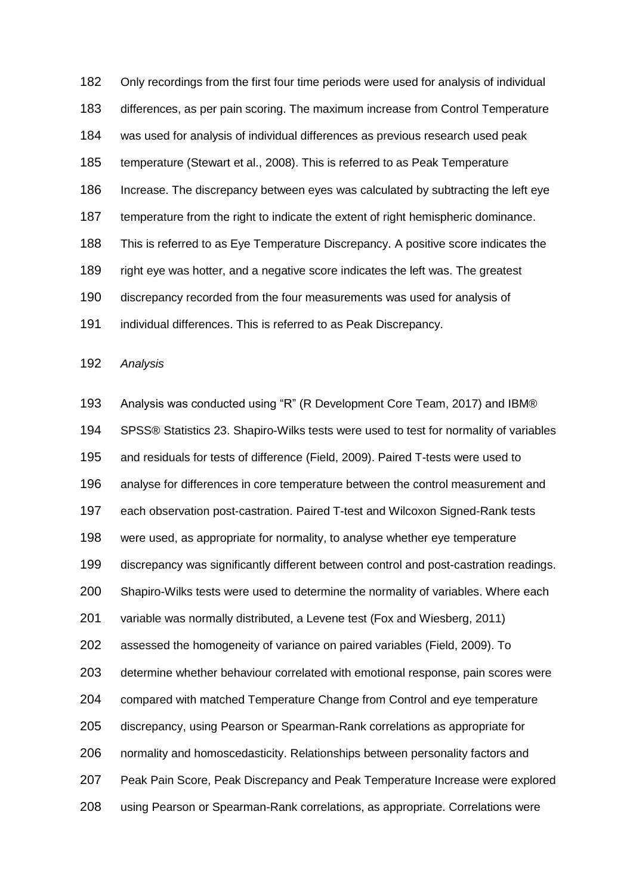Only recordings from the first four time periods were used for analysis of individual differences, as per pain scoring. The maximum increase from Control Temperature was used for analysis of individual differences as previous research used peak temperature (Stewart et al., 2008). This is referred to as Peak Temperature Increase. The discrepancy between eyes was calculated by subtracting the left eye temperature from the right to indicate the extent of right hemispheric dominance. This is referred to as Eye Temperature Discrepancy. A positive score indicates the right eye was hotter, and a negative score indicates the left was. The greatest discrepancy recorded from the four measurements was used for analysis of individual differences. This is referred to as Peak Discrepancy.

*Analysis*

Analysis was conducted using "R" (R Development Core Team, 2017) and IBM® SPSS® Statistics 23. Shapiro-Wilks tests were used to test for normality of variables and residuals for tests of difference (Field, 2009). Paired T-tests were used to analyse for differences in core temperature between the control measurement and each observation post-castration. Paired T-test and Wilcoxon Signed-Rank tests were used, as appropriate for normality, to analyse whether eye temperature discrepancy was significantly different between control and post-castration readings. Shapiro-Wilks tests were used to determine the normality of variables. Where each variable was normally distributed, a Levene test (Fox and Wiesberg, 2011) assessed the homogeneity of variance on paired variables (Field, 2009). To determine whether behaviour correlated with emotional response, pain scores were compared with matched Temperature Change from Control and eye temperature discrepancy, using Pearson or Spearman-Rank correlations as appropriate for normality and homoscedasticity. Relationships between personality factors and Peak Pain Score, Peak Discrepancy and Peak Temperature Increase were explored using Pearson or Spearman-Rank correlations, as appropriate. Correlations were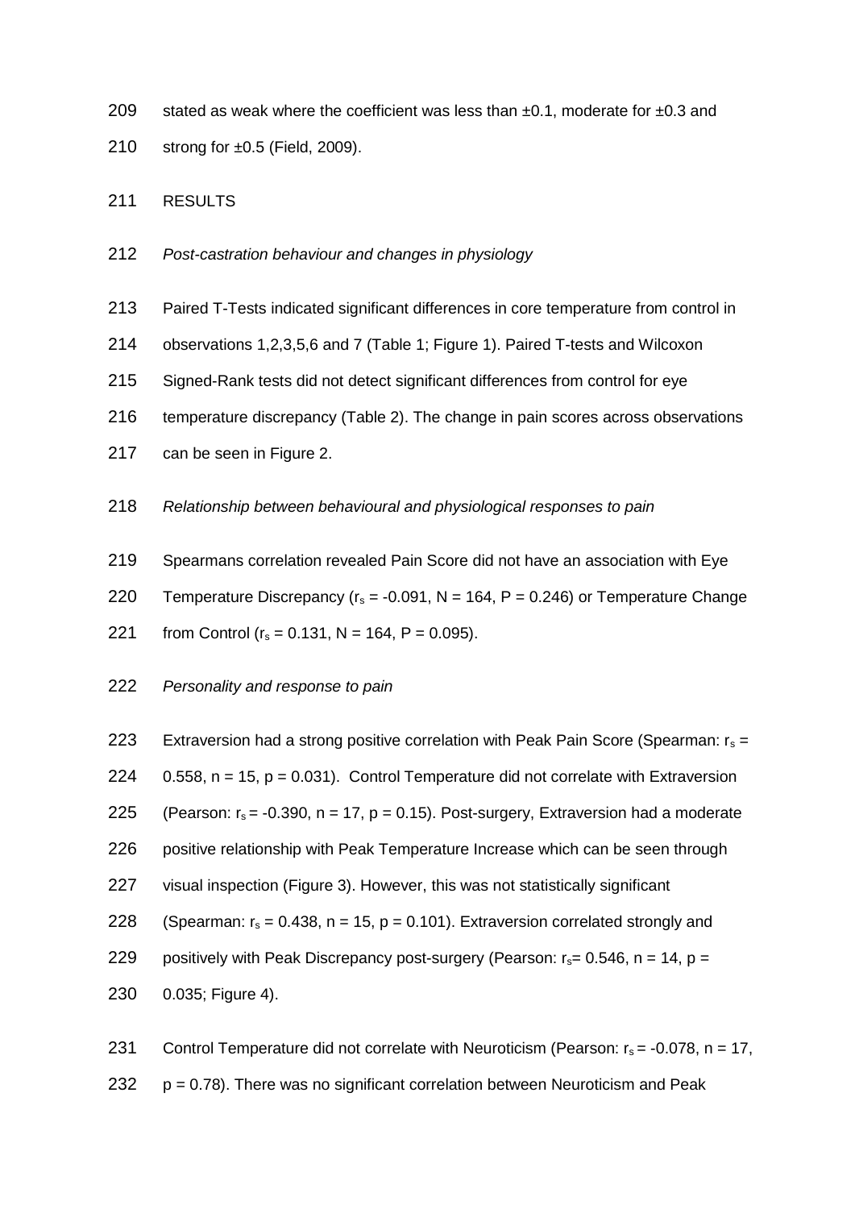stated as weak where the coefficient was less than ±0.1, moderate for ±0.3 and strong for ±0.5 (Field, 2009).

## RESULTS

### *Post-castration behaviour and changes in physiology*

Paired T-Tests indicated significant differences in core temperature from control in observations 1,2,3,5,6 and 7 (Table 1; Figure 1). Paired T-tests and Wilcoxon Signed-Rank tests did not detect significant differences from control for eye temperature discrepancy (Table 2). The change in pain scores across observations can be seen in Figure 2.

### *Relationship between behavioural and physiological responses to pain*

Spearmans correlation revealed Pain Score did not have an association with Eye Temperature Discrepancy ($r_s$ = -0.091, N = 164, P = 0.246) or Temperature Change from Control ($r_s$ = 0.131, N = 164, P = 0.095).

### *Personality and response to pain*

Extraversion had a strong positive correlation with Peak Pain Score (Spearman: $r_s$ = 0.558, n = 15, p = 0.031). Control Temperature did not correlate with Extraversion (Pearson: $r_s$ = -0.390, n = 17, p = 0.15). Post-surgery, Extraversion had a moderate positive relationship with Peak Temperature Increase which can be seen through visual inspection (Figure 3). However, this was not statistically significant (Spearman: $r_s$ = 0.438, n = 15, p = 0.101). Extraversion correlated strongly and positively with Peak Discrepancy post-surgery (Pearson: $r_s$= 0.546, n = 14, p = 0.035; Figure 4).

Control Temperature did not correlate with Neuroticism (Pearson: $r_s$ = -0.078, n = 17, p = 0.78). There was no significant correlation between Neuroticism and Peak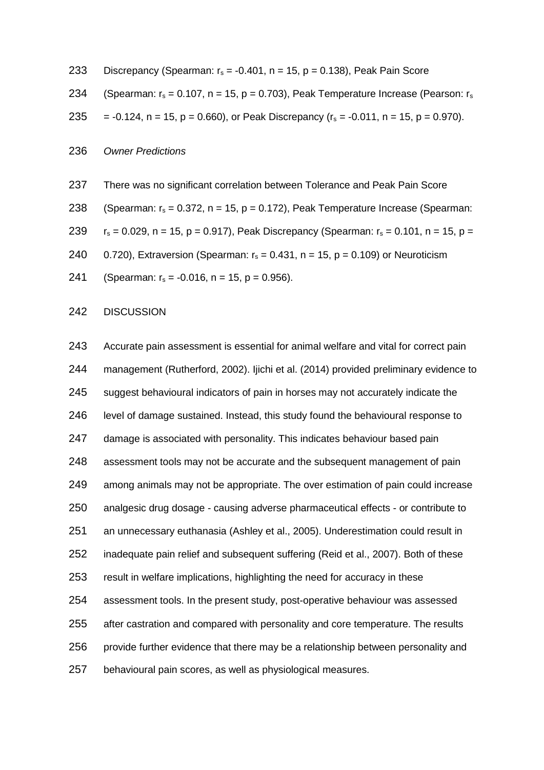Discrepancy (Spearman: $r_s = -0.401$, $n = 15$, $p = 0.138$), Peak Pain Score (Spearman: $r_s = 0.107$, $n = 15$, $p = 0.703$), Peak Temperature Increase (Pearson: $r_s = -0.124$, $n = 15$, $p = 0.660$), or Peak Discrepancy ($r_s = -0.011$, $n = 15$, $p = 0.970$).

*Owner Predictions*

There was no significant correlation between Tolerance and Peak Pain Score (Spearman: $r_s = 0.372$, $n = 15$, $p = 0.172$), Peak Temperature Increase (Spearman: $r_s = 0.029$, $n = 15$, $p = 0.917$), Peak Discrepancy (Spearman: $r_s = 0.101$, $n = 15$, $p = 0.720$), Extraversion (Spearman: $r_s = 0.431$, $n = 15$, $p = 0.109$) or Neuroticism (Spearman: $r_s = -0.016$, $n = 15$, $p = 0.956$).

## DISCUSSION

Accurate pain assessment is essential for animal welfare and vital for correct pain management (Rutherford, 2002). Ijichi et al. (2014) provided preliminary evidence to suggest behavioural indicators of pain in horses may not accurately indicate the level of damage sustained. Instead, this study found the behavioural response to damage is associated with personality. This indicates behaviour based pain assessment tools may not be accurate and the subsequent management of pain among animals may not be appropriate. The over estimation of pain could increase analgesic drug dosage - causing adverse pharmaceutical effects - or contribute to an unnecessary euthanasia (Ashley et al., 2005). Underestimation could result in inadequate pain relief and subsequent suffering (Reid et al., 2007). Both of these result in welfare implications, highlighting the need for accuracy in these assessment tools. In the present study, post-operative behaviour was assessed after castration and compared with personality and core temperature. The results provide further evidence that there may be a relationship between personality and behavioural pain scores, as well as physiological measures.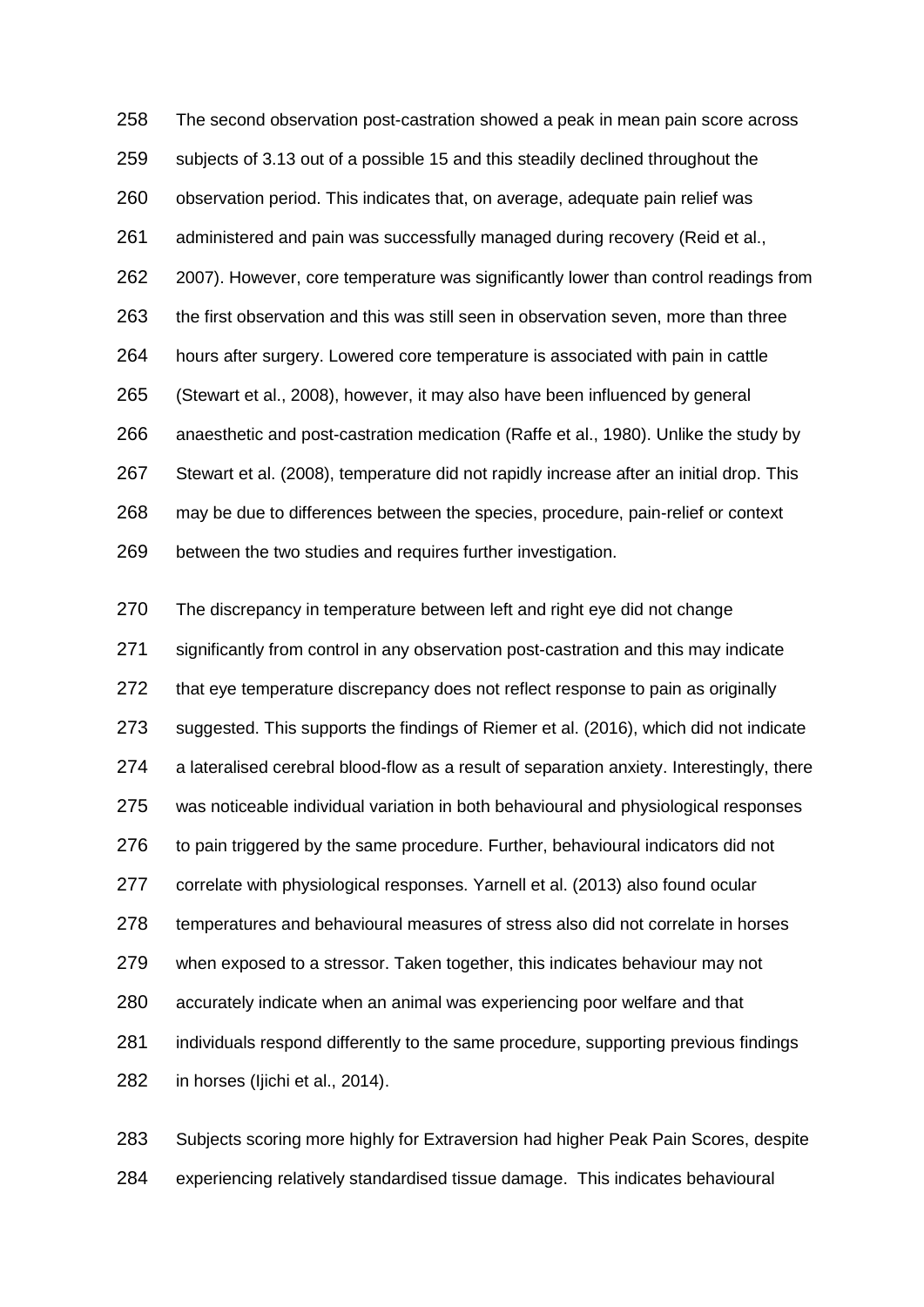The second observation post-castration showed a peak in mean pain score across subjects of 3.13 out of a possible 15 and this steadily declined throughout the observation period. This indicates that, on average, adequate pain relief was administered and pain was successfully managed during recovery (Reid et al., 2007). However, core temperature was significantly lower than control readings from the first observation and this was still seen in observation seven, more than three hours after surgery. Lowered core temperature is associated with pain in cattle (Stewart et al., 2008), however, it may also have been influenced by general anaesthetic and post-castration medication (Raffe et al., 1980). Unlike the study by Stewart et al. (2008), temperature did not rapidly increase after an initial drop. This may be due to differences between the species, procedure, pain-relief or context between the two studies and requires further investigation.

The discrepancy in temperature between left and right eye did not change significantly from control in any observation post-castration and this may indicate that eye temperature discrepancy does not reflect response to pain as originally suggested. This supports the findings of Riemer et al. (2016), which did not indicate a lateralised cerebral blood-flow as a result of separation anxiety. Interestingly, there was noticeable individual variation in both behavioural and physiological responses to pain triggered by the same procedure. Further, behavioural indicators did not correlate with physiological responses. Yarnell et al. (2013) also found ocular temperatures and behavioural measures of stress also did not correlate in horses when exposed to a stressor. Taken together, this indicates behaviour may not accurately indicate when an animal was experiencing poor welfare and that individuals respond differently to the same procedure, supporting previous findings in horses (Ijichi et al., 2014).

Subjects scoring more highly for Extraversion had higher Peak Pain Scores, despite experiencing relatively standardised tissue damage. This indicates behavioural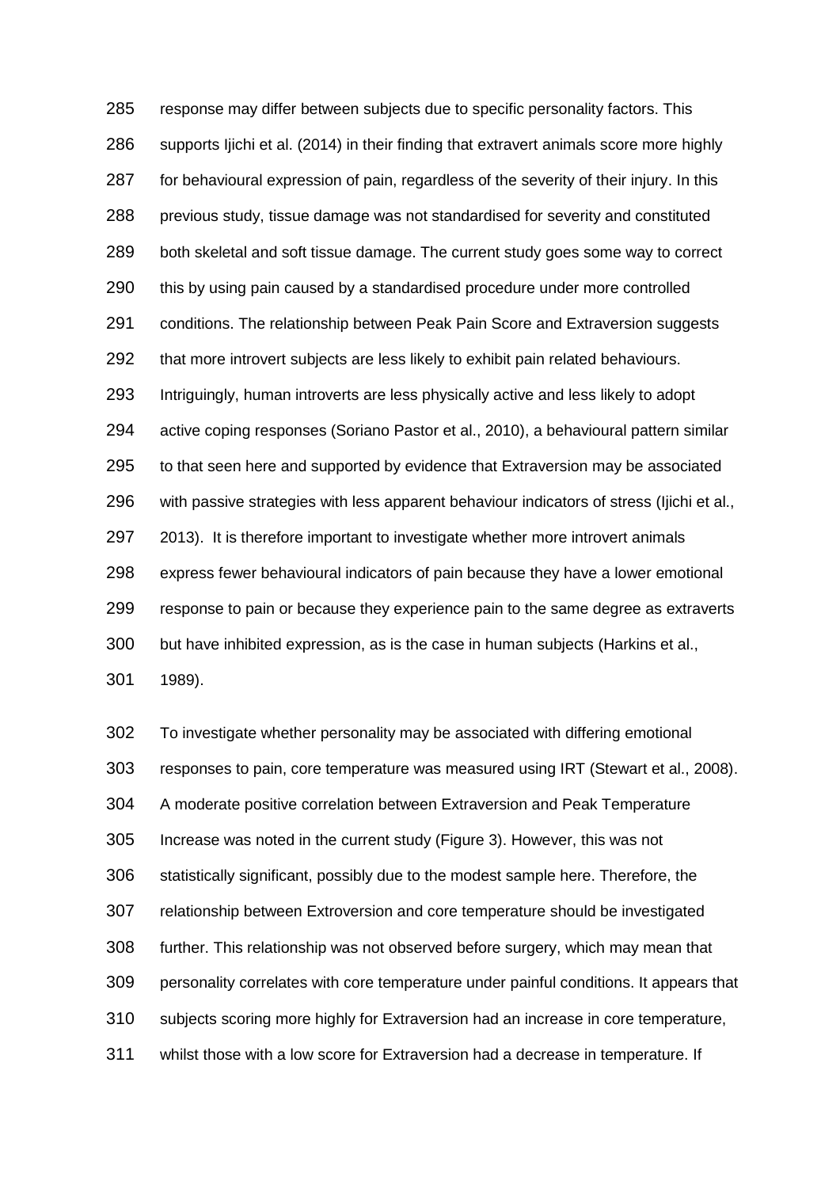response may differ between subjects due to specific personality factors. This supports Ijichi et al. (2014) in their finding that extravert animals score more highly for behavioural expression of pain, regardless of the severity of their injury. In this previous study, tissue damage was not standardised for severity and constituted both skeletal and soft tissue damage. The current study goes some way to correct this by using pain caused by a standardised procedure under more controlled conditions. The relationship between Peak Pain Score and Extraversion suggests that more introvert subjects are less likely to exhibit pain related behaviours. Intriguingly, human introverts are less physically active and less likely to adopt active coping responses (Soriano Pastor et al., 2010), a behavioural pattern similar to that seen here and supported by evidence that Extraversion may be associated with passive strategies with less apparent behaviour indicators of stress (Ijichi et al., 2013). It is therefore important to investigate whether more introvert animals express fewer behavioural indicators of pain because they have a lower emotional response to pain or because they experience pain to the same degree as extraverts but have inhibited expression, as is the case in human subjects (Harkins et al., 1989).

To investigate whether personality may be associated with differing emotional responses to pain, core temperature was measured using IRT (Stewart et al., 2008). A moderate positive correlation between Extraversion and Peak Temperature Increase was noted in the current study (Figure 3). However, this was not statistically significant, possibly due to the modest sample here. Therefore, the relationship between Extroversion and core temperature should be investigated further. This relationship was not observed before surgery, which may mean that personality correlates with core temperature under painful conditions. It appears that subjects scoring more highly for Extraversion had an increase in core temperature, whilst those with a low score for Extraversion had a decrease in temperature. If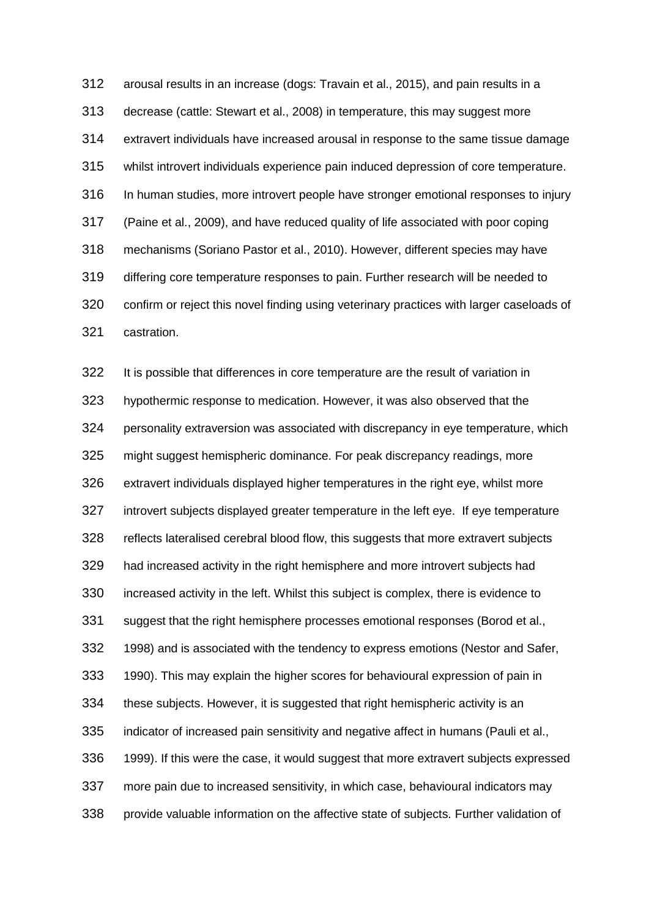arousal results in an increase (dogs: Travain et al., 2015), and pain results in a decrease (cattle: Stewart et al., 2008) in temperature, this may suggest more extravert individuals have increased arousal in response to the same tissue damage whilst introvert individuals experience pain induced depression of core temperature. In human studies, more introvert people have stronger emotional responses to injury (Paine et al., 2009), and have reduced quality of life associated with poor coping mechanisms (Soriano Pastor et al., 2010). However, different species may have differing core temperature responses to pain. Further research will be needed to confirm or reject this novel finding using veterinary practices with larger caseloads of castration.

It is possible that differences in core temperature are the result of variation in hypothermic response to medication. However, it was also observed that the personality extraversion was associated with discrepancy in eye temperature, which might suggest hemispheric dominance. For peak discrepancy readings, more extravert individuals displayed higher temperatures in the right eye, whilst more introvert subjects displayed greater temperature in the left eye. If eye temperature reflects lateralised cerebral blood flow, this suggests that more extravert subjects had increased activity in the right hemisphere and more introvert subjects had increased activity in the left. Whilst this subject is complex, there is evidence to suggest that the right hemisphere processes emotional responses (Borod et al., 1998) and is associated with the tendency to express emotions (Nestor and Safer, 1990). This may explain the higher scores for behavioural expression of pain in these subjects. However, it is suggested that right hemispheric activity is an indicator of increased pain sensitivity and negative affect in humans (Pauli et al., 1999). If this were the case, it would suggest that more extravert subjects expressed more pain due to increased sensitivity, in which case, behavioural indicators may provide valuable information on the affective state of subjects. Further validation of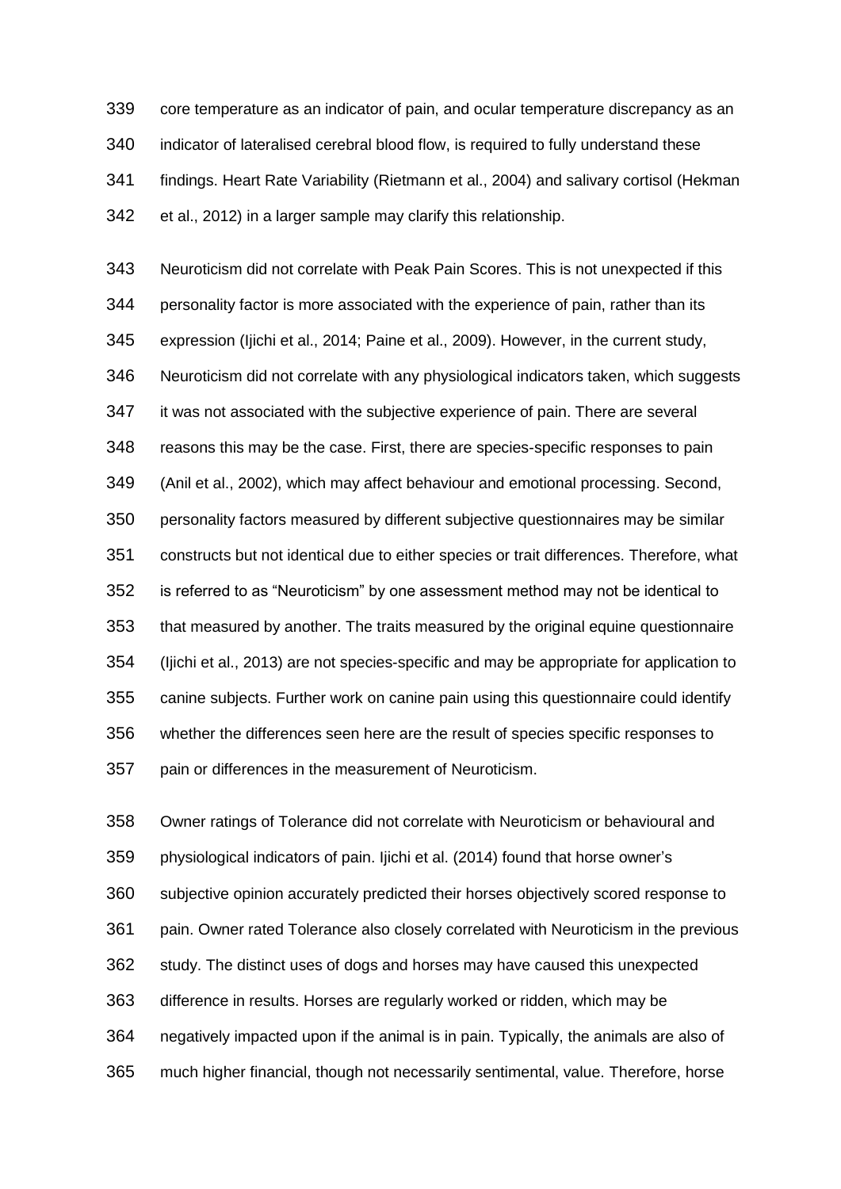core temperature as an indicator of pain, and ocular temperature discrepancy as an indicator of lateralised cerebral blood flow, is required to fully understand these findings. Heart Rate Variability (Rietmann et al., 2004) and salivary cortisol (Hekman et al., 2012) in a larger sample may clarify this relationship.

Neuroticism did not correlate with Peak Pain Scores. This is not unexpected if this personality factor is more associated with the experience of pain, rather than its expression (Ijichi et al., 2014; Paine et al., 2009). However, in the current study, Neuroticism did not correlate with any physiological indicators taken, which suggests it was not associated with the subjective experience of pain. There are several reasons this may be the case. First, there are species-specific responses to pain (Anil et al., 2002), which may affect behaviour and emotional processing. Second, personality factors measured by different subjective questionnaires may be similar constructs but not identical due to either species or trait differences. Therefore, what is referred to as "Neuroticism" by one assessment method may not be identical to that measured by another. The traits measured by the original equine questionnaire (Ijichi et al., 2013) are not species-specific and may be appropriate for application to canine subjects. Further work on canine pain using this questionnaire could identify whether the differences seen here are the result of species specific responses to pain or differences in the measurement of Neuroticism.

Owner ratings of Tolerance did not correlate with Neuroticism or behavioural and physiological indicators of pain. Ijichi et al. (2014) found that horse owner's subjective opinion accurately predicted their horses objectively scored response to pain. Owner rated Tolerance also closely correlated with Neuroticism in the previous study. The distinct uses of dogs and horses may have caused this unexpected difference in results. Horses are regularly worked or ridden, which may be negatively impacted upon if the animal is in pain. Typically, the animals are also of much higher financial, though not necessarily sentimental, value. Therefore, horse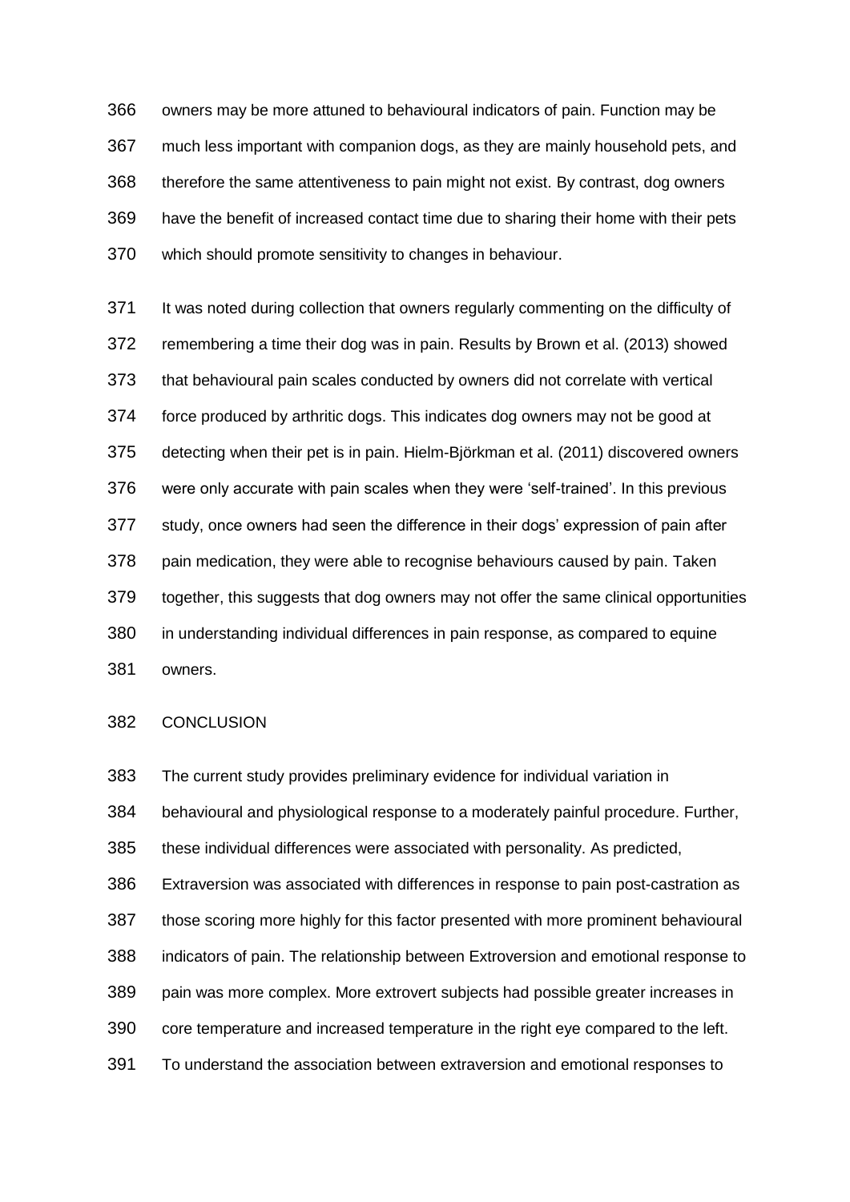owners may be more attuned to behavioural indicators of pain. Function may be much less important with companion dogs, as they are mainly household pets, and therefore the same attentiveness to pain might not exist. By contrast, dog owners have the benefit of increased contact time due to sharing their home with their pets which should promote sensitivity to changes in behaviour.

It was noted during collection that owners regularly commenting on the difficulty of remembering a time their dog was in pain. Results by Brown et al. (2013) showed that behavioural pain scales conducted by owners did not correlate with vertical force produced by arthritic dogs. This indicates dog owners may not be good at detecting when their pet is in pain. Hielm-Björkman et al. (2011) discovered owners were only accurate with pain scales when they were 'self-trained'. In this previous study, once owners had seen the difference in their dogs' expression of pain after pain medication, they were able to recognise behaviours caused by pain. Taken together, this suggests that dog owners may not offer the same clinical opportunities in understanding individual differences in pain response, as compared to equine owners.

## CONCLUSION

The current study provides preliminary evidence for individual variation in behavioural and physiological response to a moderately painful procedure. Further, these individual differences were associated with personality. As predicted, Extraversion was associated with differences in response to pain post-castration as those scoring more highly for this factor presented with more prominent behavioural indicators of pain. The relationship between Extroversion and emotional response to pain was more complex. More extrovert subjects had possible greater increases in core temperature and increased temperature in the right eye compared to the left. To understand the association between extraversion and emotional responses to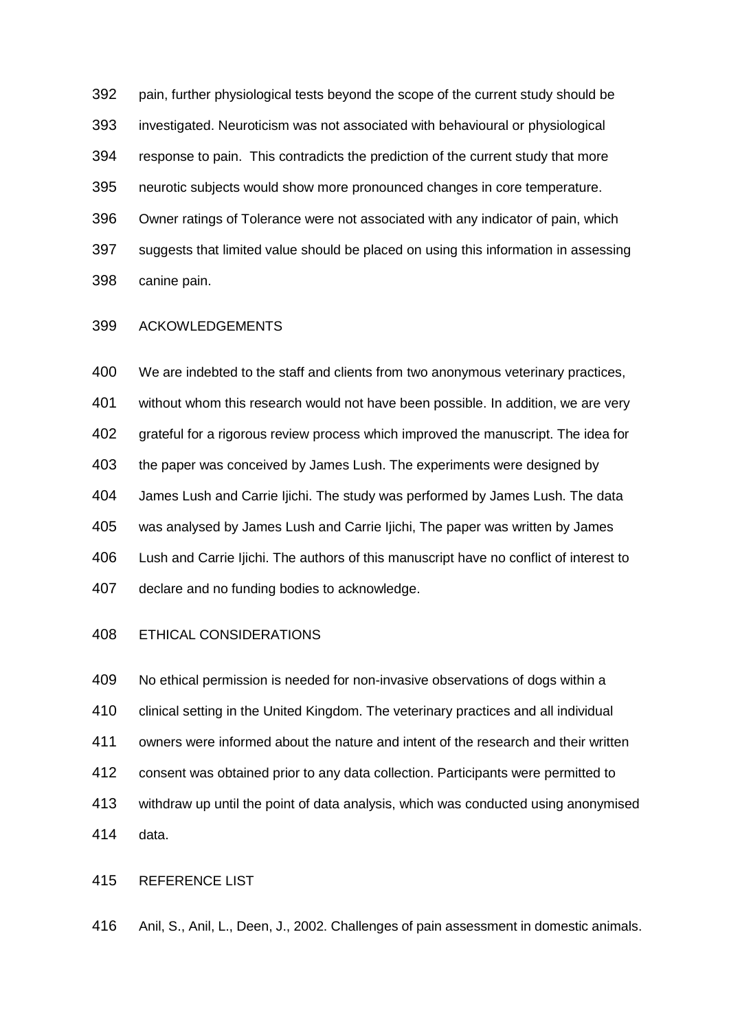pain, further physiological tests beyond the scope of the current study should be investigated. Neuroticism was not associated with behavioural or physiological response to pain. This contradicts the prediction of the current study that more neurotic subjects would show more pronounced changes in core temperature. Owner ratings of Tolerance were not associated with any indicator of pain, which suggests that limited value should be placed on using this information in assessing canine pain.

## ACKOWLEDGEMENTS

We are indebted to the staff and clients from two anonymous veterinary practices, without whom this research would not have been possible. In addition, we are very grateful for a rigorous review process which improved the manuscript. The idea for the paper was conceived by James Lush. The experiments were designed by James Lush and Carrie Ijichi. The study was performed by James Lush. The data was analysed by James Lush and Carrie Ijichi, The paper was written by James Lush and Carrie Ijichi. The authors of this manuscript have no conflict of interest to declare and no funding bodies to acknowledge.

## ETHICAL CONSIDERATIONS

No ethical permission is needed for non-invasive observations of dogs within a clinical setting in the United Kingdom. The veterinary practices and all individual owners were informed about the nature and intent of the research and their written consent was obtained prior to any data collection. Participants were permitted to withdraw up until the point of data analysis, which was conducted using anonymised data.

## REFERENCE LIST

Anil, S., Anil, L., Deen, J., 2002. Challenges of pain assessment in domestic animals.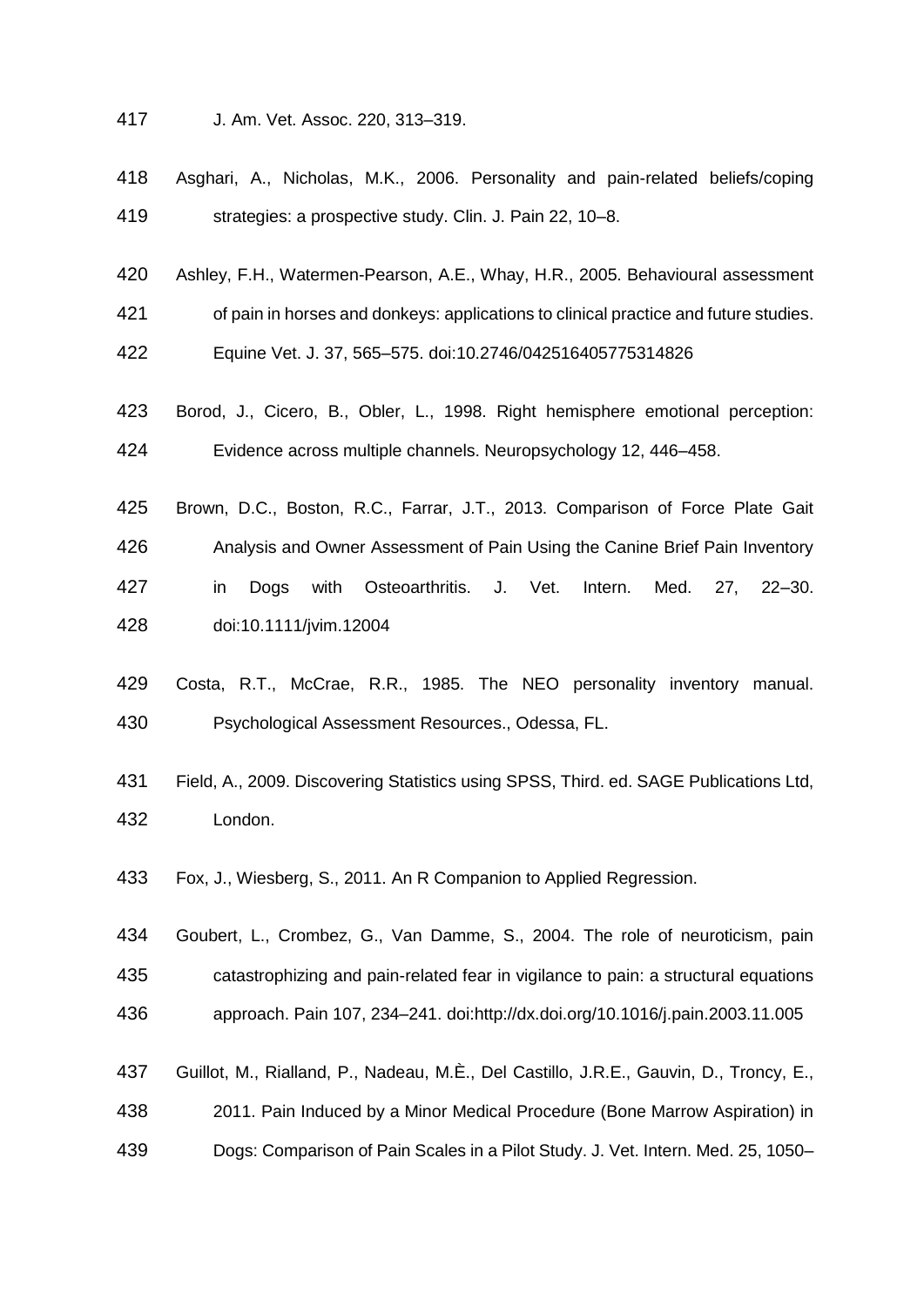J. Am. Vet. Assoc. 220, 313–319.

Asghari, A., Nicholas, M.K., 2006. Personality and pain-related beliefs/coping strategies: a prospective study. Clin. J. Pain 22, 10–8.

Ashley, F.H., Watermen-Pearson, A.E., Whay, H.R., 2005. Behavioural assessment of pain in horses and donkeys: applications to clinical practice and future studies. Equine Vet. J. 37, 565–575. doi:10.2746/042516405775314826

Borod, J., Cicero, B., Obler, L., 1998. Right hemisphere emotional perception: Evidence across multiple channels. Neuropsychology 12, 446–458.

Brown, D.C., Boston, R.C., Farrar, J.T., 2013. Comparison of Force Plate Gait Analysis and Owner Assessment of Pain Using the Canine Brief Pain Inventory in Dogs with Osteoarthritis. J. Vet. Intern. Med. 27, 22–30. doi:10.1111/jvim.12004

Costa, R.T., McCrae, R.R., 1985. The NEO personality inventory manual. Psychological Assessment Resources., Odessa, FL.

Field, A., 2009. Discovering Statistics using SPSS, Third. ed. SAGE Publications Ltd, London.

Fox, J., Wiesberg, S., 2011. An R Companion to Applied Regression.

Goubert, L., Crombez, G., Van Damme, S., 2004. The role of neuroticism, pain catastrophizing and pain-related fear in vigilance to pain: a structural equations approach. Pain 107, 234–241. doi:http://dx.doi.org/10.1016/j.pain.2003.11.005

Guillot, M., Rialland, P., Nadeau, M.È., Del Castillo, J.R.E., Gauvin, D., Troncy, E., 2011. Pain Induced by a Minor Medical Procedure (Bone Marrow Aspiration) in Dogs: Comparison of Pain Scales in a Pilot Study. J. Vet. Intern. Med. 25, 1050–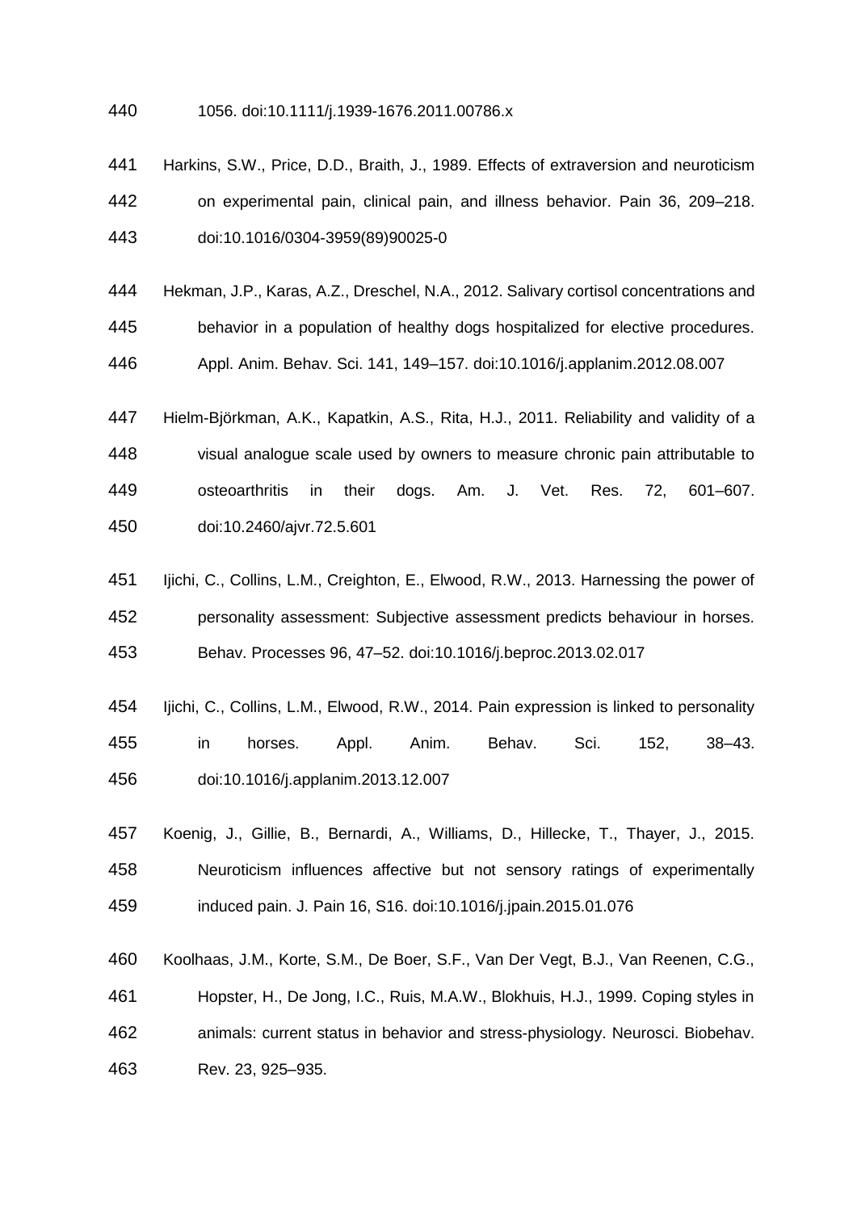1056. doi:10.1111/j.1939-1676.2011.00786.x

Harkins, S.W., Price, D.D., Braith, J., 1989. Effects of extraversion and neuroticism on experimental pain, clinical pain, and illness behavior. Pain 36, 209–218. doi:10.1016/0304-3959(89)90025-0

Hekman, J.P., Karas, A.Z., Dreschel, N.A., 2012. Salivary cortisol concentrations and behavior in a population of healthy dogs hospitalized for elective procedures. Appl. Anim. Behav. Sci. 141, 149–157. doi:10.1016/j.applanim.2012.08.007

Hielm-Björkman, A.K., Kapatkin, A.S., Rita, H.J., 2011. Reliability and validity of a visual analogue scale used by owners to measure chronic pain attributable to osteoarthritis in their dogs. Am. J. Vet. Res. 72, 601–607. doi:10.2460/ajvr.72.5.601

Ijichi, C., Collins, L.M., Creighton, E., Elwood, R.W., 2013. Harnessing the power of personality assessment: Subjective assessment predicts behaviour in horses. Behav. Processes 96, 47–52. doi:10.1016/j.beproc.2013.02.017

Ijichi, C., Collins, L.M., Elwood, R.W., 2014. Pain expression is linked to personality in horses. Appl. Anim. Behav. Sci. 152, 38–43. doi:10.1016/j.applanim.2013.12.007

Koenig, J., Gillie, B., Bernardi, A., Williams, D., Hillecke, T., Thayer, J., 2015. Neuroticism influences affective but not sensory ratings of experimentally induced pain. J. Pain 16, S16. doi:10.1016/j.jpain.2015.01.076

Koolhaas, J.M., Korte, S.M., De Boer, S.F., Van Der Vegt, B.J., Van Reenen, C.G., Hopster, H., De Jong, I.C., Ruis, M.A.W., Blokhuis, H.J., 1999. Coping styles in animals: current status in behavior and stress-physiology. Neurosci. Biobehav. Rev. 23, 925–935.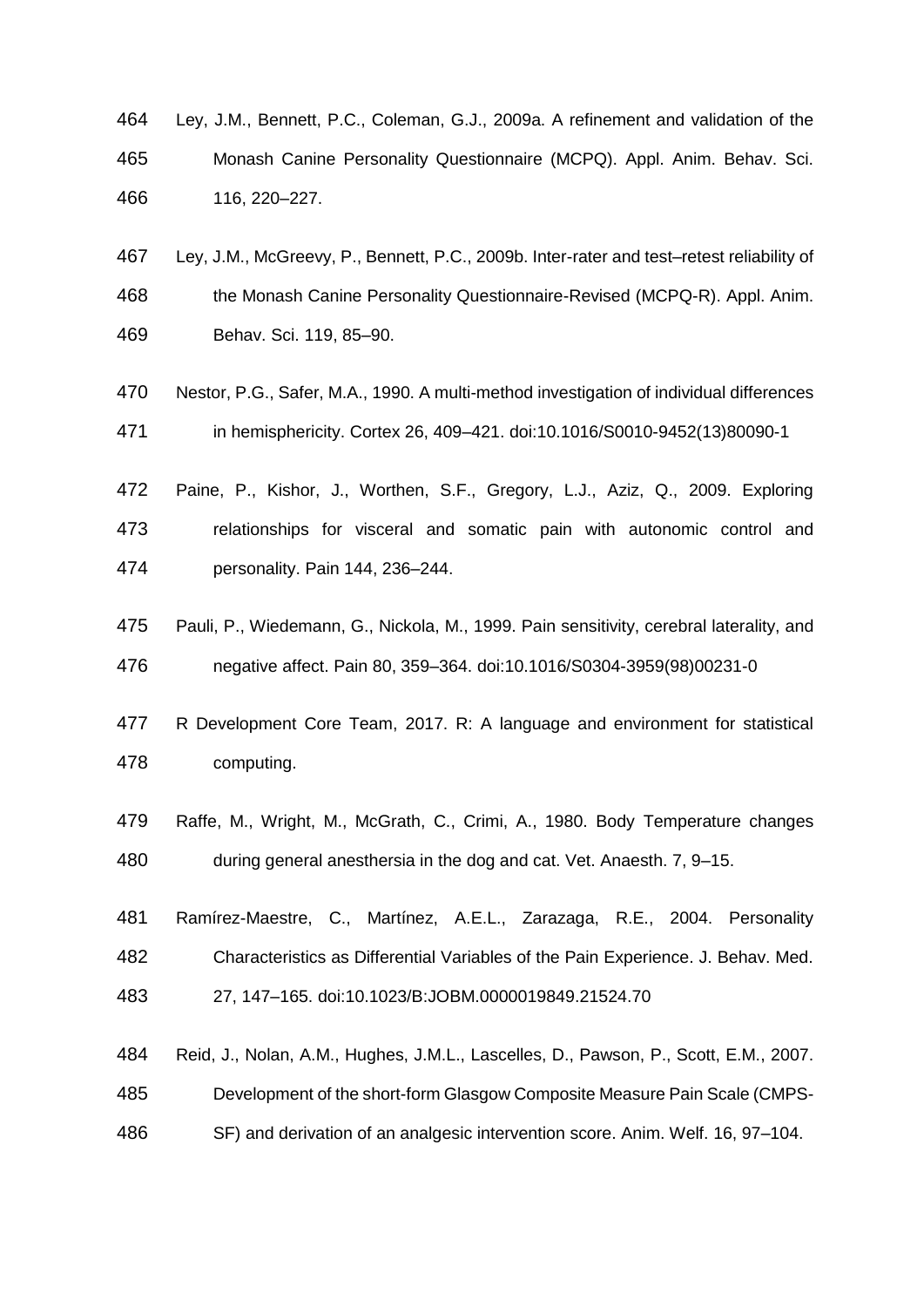Ley, J.M., Bennett, P.C., Coleman, G.J., 2009a. A refinement and validation of the Monash Canine Personality Questionnaire (MCPQ). Appl. Anim. Behav. Sci. 116, 220–227.

Ley, J.M., McGreevy, P., Bennett, P.C., 2009b. Inter-rater and test–retest reliability of the Monash Canine Personality Questionnaire-Revised (MCPQ-R). Appl. Anim. Behav. Sci. 119, 85–90.

Nestor, P.G., Safer, M.A., 1990. A multi-method investigation of individual differences in hemisphericity. Cortex 26, 409–421. doi:10.1016/S0010-9452(13)80090-1

Paine, P., Kishor, J., Worthen, S.F., Gregory, L.J., Aziz, Q., 2009. Exploring relationships for visceral and somatic pain with autonomic control and personality. Pain 144, 236–244.

Pauli, P., Wiedemann, G., Nickola, M., 1999. Pain sensitivity, cerebral laterality, and negative affect. Pain 80, 359–364. doi:10.1016/S0304-3959(98)00231-0

R Development Core Team, 2017. R: A language and environment for statistical computing.

Raffe, M., Wright, M., McGrath, C., Crimi, A., 1980. Body Temperature changes during general anesthersia in the dog and cat. Vet. Anaesth. 7, 9–15.

Ramírez-Maestre, C., Martínez, A.E.L., Zarazaga, R.E., 2004. Personality Characteristics as Differential Variables of the Pain Experience. J. Behav. Med. 27, 147–165. doi:10.1023/B:JOBM.0000019849.21524.70

Reid, J., Nolan, A.M., Hughes, J.M.L., Lascelles, D., Pawson, P., Scott, E.M., 2007. Development of the short-form Glasgow Composite Measure Pain Scale (CMPS-SF) and derivation of an analgesic intervention score. Anim. Welf. 16, 97–104.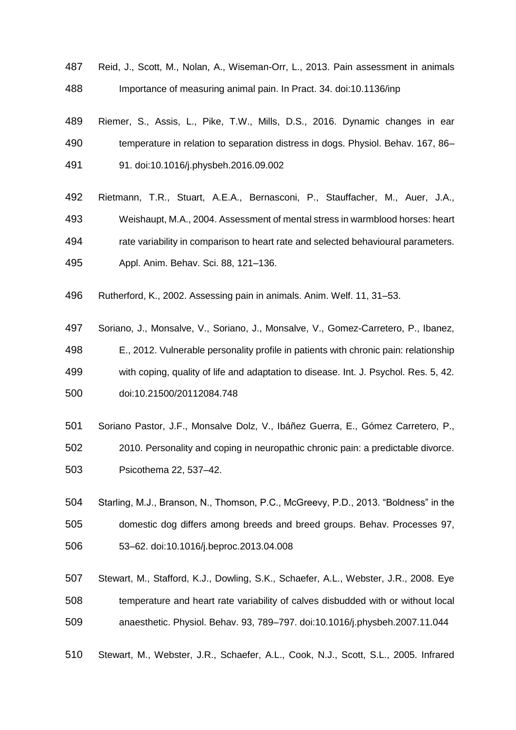Reid, J., Scott, M., Nolan, A., Wiseman-Orr, L., 2013. Pain assessment in animals Importance of measuring animal pain. In Pract. 34. doi:10.1136/inp

Riemer, S., Assis, L., Pike, T.W., Mills, D.S., 2016. Dynamic changes in ear temperature in relation to separation distress in dogs. Physiol. Behav. 167, 86–91. doi:10.1016/j.physbeh.2016.09.002

Rietmann, T.R., Stuart, A.E.A., Bernasconi, P., Stauffacher, M., Auer, J.A., Weishaupt, M.A., 2004. Assessment of mental stress in warmblood horses: heart rate variability in comparison to heart rate and selected behavioural parameters. Appl. Anim. Behav. Sci. 88, 121–136.

Rutherford, K., 2002. Assessing pain in animals. Anim. Welf. 11, 31–53.

Soriano, J., Monsalve, V., Soriano, J., Monsalve, V., Gomez-Carretero, P., Ibanez, E., 2012. Vulnerable personality profile in patients with chronic pain: relationship with coping, quality of life and adaptation to disease. Int. J. Psychol. Res. 5, 42. doi:10.21500/20112084.748

Soriano Pastor, J.F., Monsalve Dolz, V., Ibáñez Guerra, E., Gómez Carretero, P., 2010. Personality and coping in neuropathic chronic pain: a predictable divorce. Psicothema 22, 537–42.

Starling, M.J., Branson, N., Thomson, P.C., McGreevy, P.D., 2013. "Boldness" in the domestic dog differs among breeds and breed groups. Behav. Processes 97, 53–62. doi:10.1016/j.beproc.2013.04.008

Stewart, M., Stafford, K.J., Dowling, S.K., Schaefer, A.L., Webster, J.R., 2008. Eye temperature and heart rate variability of calves disbudded with or without local anaesthetic. Physiol. Behav. 93, 789–797. doi:10.1016/j.physbeh.2007.11.044

Stewart, M., Webster, J.R., Schaefer, A.L., Cook, N.J., Scott, S.L., 2005. Infrared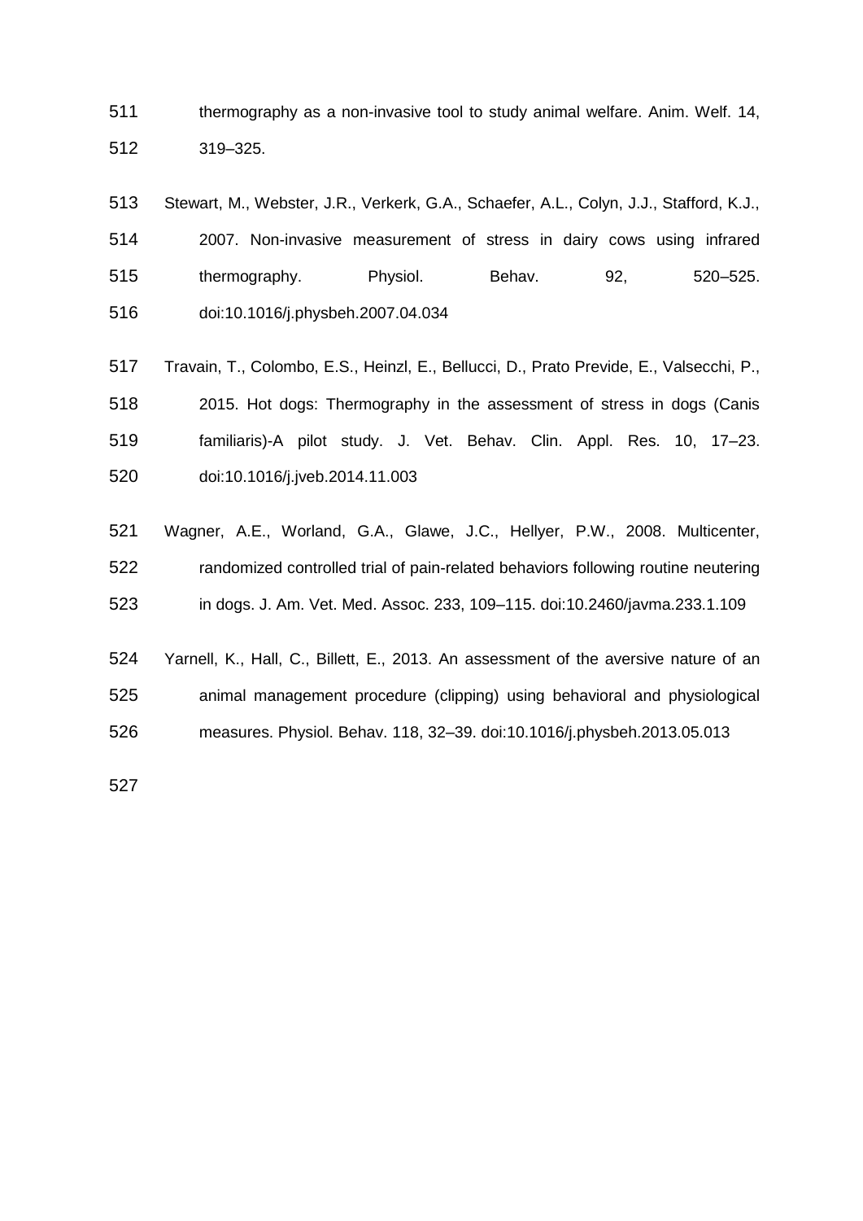thermography as a non-invasive tool to study animal welfare. Anim. Welf. 14, 319–325.

Stewart, M., Webster, J.R., Verkerk, G.A., Schaefer, A.L., Colyn, J.J., Stafford, K.J., 2007. Non-invasive measurement of stress in dairy cows using infrared thermography. Physiol. Behav. 92, 520–525. doi:10.1016/j.physbeh.2007.04.034

Travain, T., Colombo, E.S., Heinzl, E., Bellucci, D., Prato Previde, E., Valsecchi, P., 2015. Hot dogs: Thermography in the assessment of stress in dogs (Canis familiaris)-A pilot study. J. Vet. Behav. Clin. Appl. Res. 10, 17–23. doi:10.1016/j.jveb.2014.11.003

Wagner, A.E., Worland, G.A., Glawe, J.C., Hellyer, P.W., 2008. Multicenter, randomized controlled trial of pain-related behaviors following routine neutering in dogs. J. Am. Vet. Med. Assoc. 233, 109–115. doi:10.2460/javma.233.1.109

Yarnell, K., Hall, C., Billett, E., 2013. An assessment of the aversive nature of an animal management procedure (clipping) using behavioral and physiological measures. Physiol. Behav. 118, 32–39. doi:10.1016/j.physbeh.2013.05.013